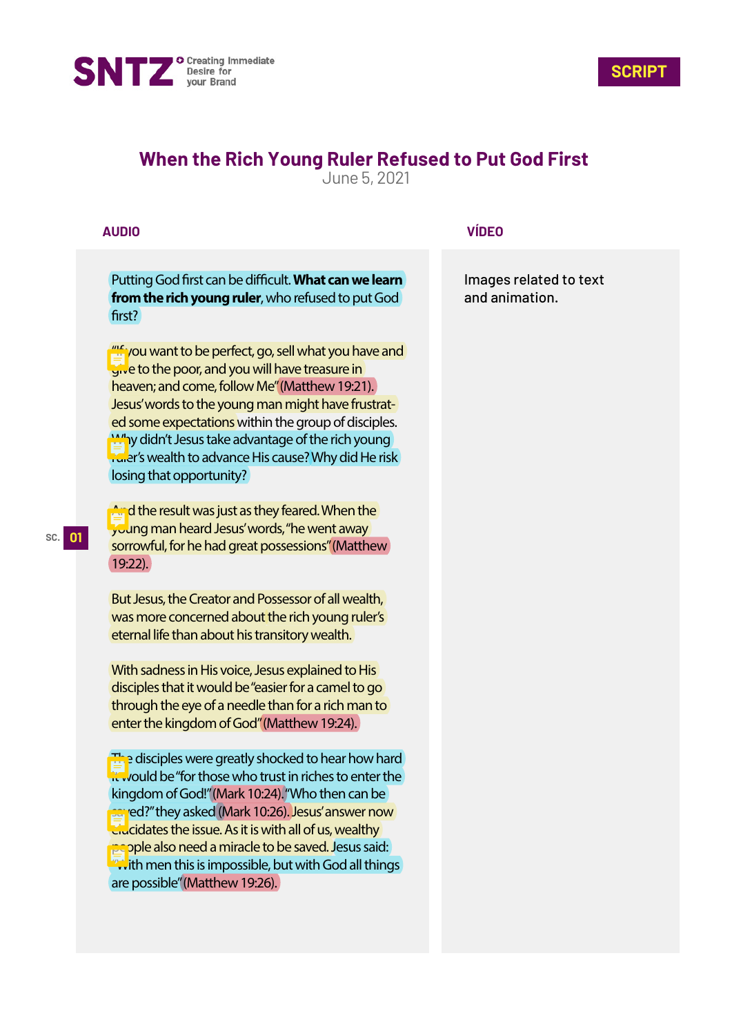SNTZ — Creating Immediate Desire for your Brand

SCRIPT

# When the Rich Young Ruler Refused to Put God First

June 5, 2021

| AUDIO | VÍDEO |
|---|---|
| Putting God first can be difficult. **What can we learn from the rich young ruler**, who refused to put God first?<br><br>"'If you want to be perfect, go, sell what you have and give to the poor, and you will have treasure in heaven; and come, follow Me" (Matthew 19:21). Jesus' words to the young man might have frustrated some expectations within the group of disciples. Why didn't Jesus take advantage of the rich young ruler's wealth to advance His cause? Why did He risk losing that opportunity?<br><br>And the result was just as they feared. When the young man heard Jesus' words, "he went away sorrowful, for he had great possessions" (Matthew 19:22).<br><br>But Jesus, the Creator and Possessor of all wealth, was more concerned about the rich young ruler's eternal life than about his transitory wealth.<br><br>With sadness in His voice, Jesus explained to His disciples that it would be "easier for a camel to go through the eye of a needle than for a rich man to enter the kingdom of God" (Matthew 19:24).<br><br>The disciples were greatly shocked to hear how hard it would be "for those who trust in riches to enter the kingdom of God!" (Mark 10:24). "Who then can be saved?" they asked (Mark 10:26). Jesus' answer now elucidates the issue. As it is with all of us, wealthy people also need a miracle to be saved. Jesus said: "With men this is impossible, but with God all things are possible" (Matthew 19:26). | Images related to text and animation. |

SC. 01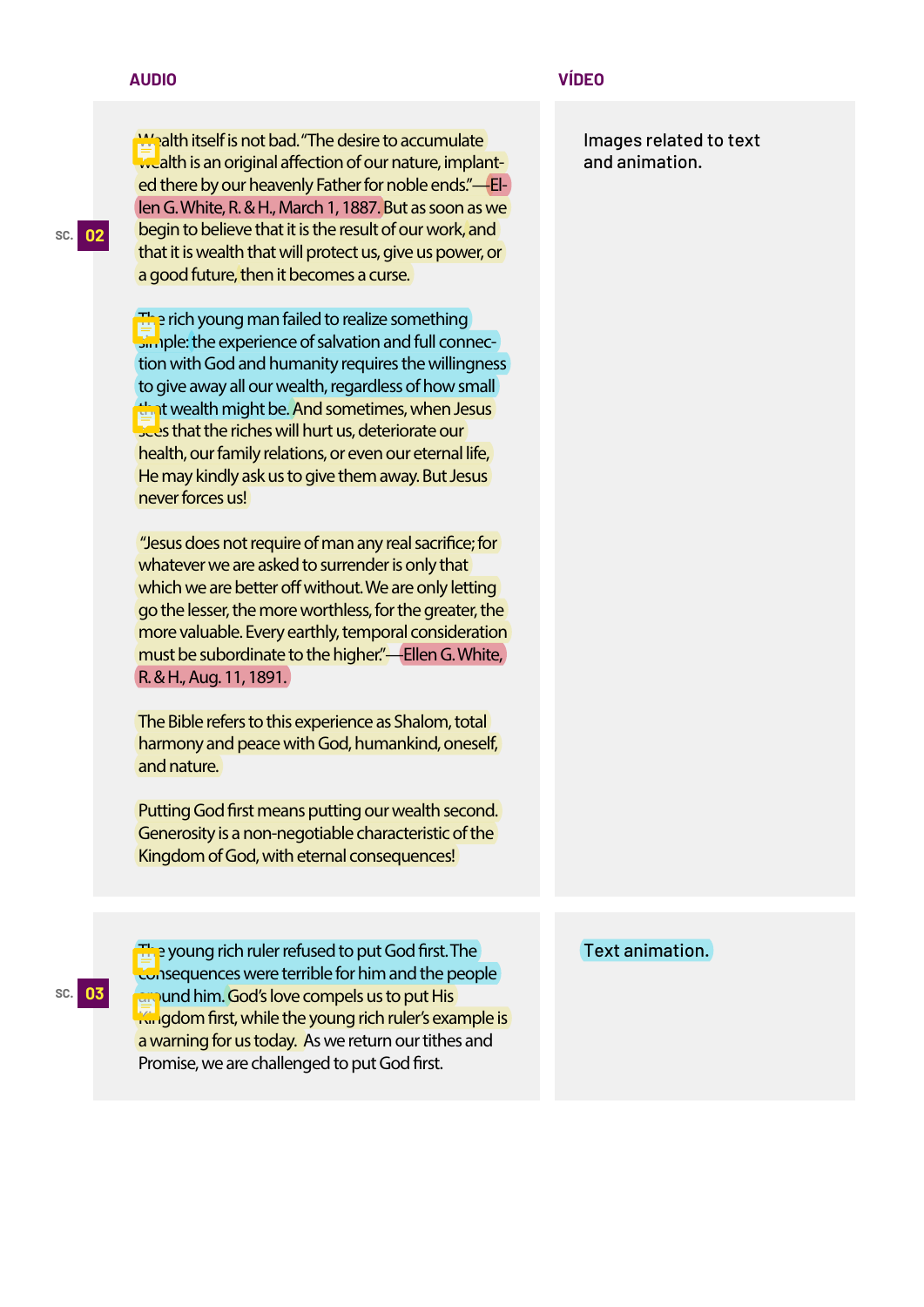| | AUDIO | VÍDEO |
|---|---|---|
| SC. 02 | Wealth itself is not bad. "The desire to accumulate wealth is an original affection of our nature, implanted there by our heavenly Father for noble ends."—Ellen G. White, R. & H., March 1, 1887. But as soon as we begin to believe that it is the result of our work, and that it is wealth that will protect us, give us power, or a good future, then it becomes a curse.<br><br>The rich young man failed to realize something simple: the experience of salvation and full connection with God and humanity requires the willingness to give away all our wealth, regardless how small that wealth might be. And sometimes, when Jesus sees that the riches will hurt us, deteriorate our health, our family relations, or even our eternal life, He may kindly ask us to give them away. But Jesus never forces us!<br><br>"Jesus does not require of man any real sacrifice; for whatever we are asked to surrender is only that which we are better off without. We are only letting go the lesser, the more worthless, for the greater, the more valuable. Every earthly, temporal consideration must be subordinate to the higher."—Ellen G. White, R. & H., Aug. 11, 1891.<br><br>The Bible refers to this experience as Shalom, total harmony and peace with God, humankind, oneself, and nature.<br><br>Putting God first means putting our wealth second. Generosity is a non-negotiable characteristic of the Kingdom of God, with eternal consequences! | Images related to text and animation. |
| SC. 03 | The young rich ruler refused to put God first. The consequences were terrible for him and the people around him. God's love compels us to put His Kingdom first, while the young rich ruler's example is a warning for us today. As we return our tithes and Promise, we are challenged to put God first. | Text animation. |